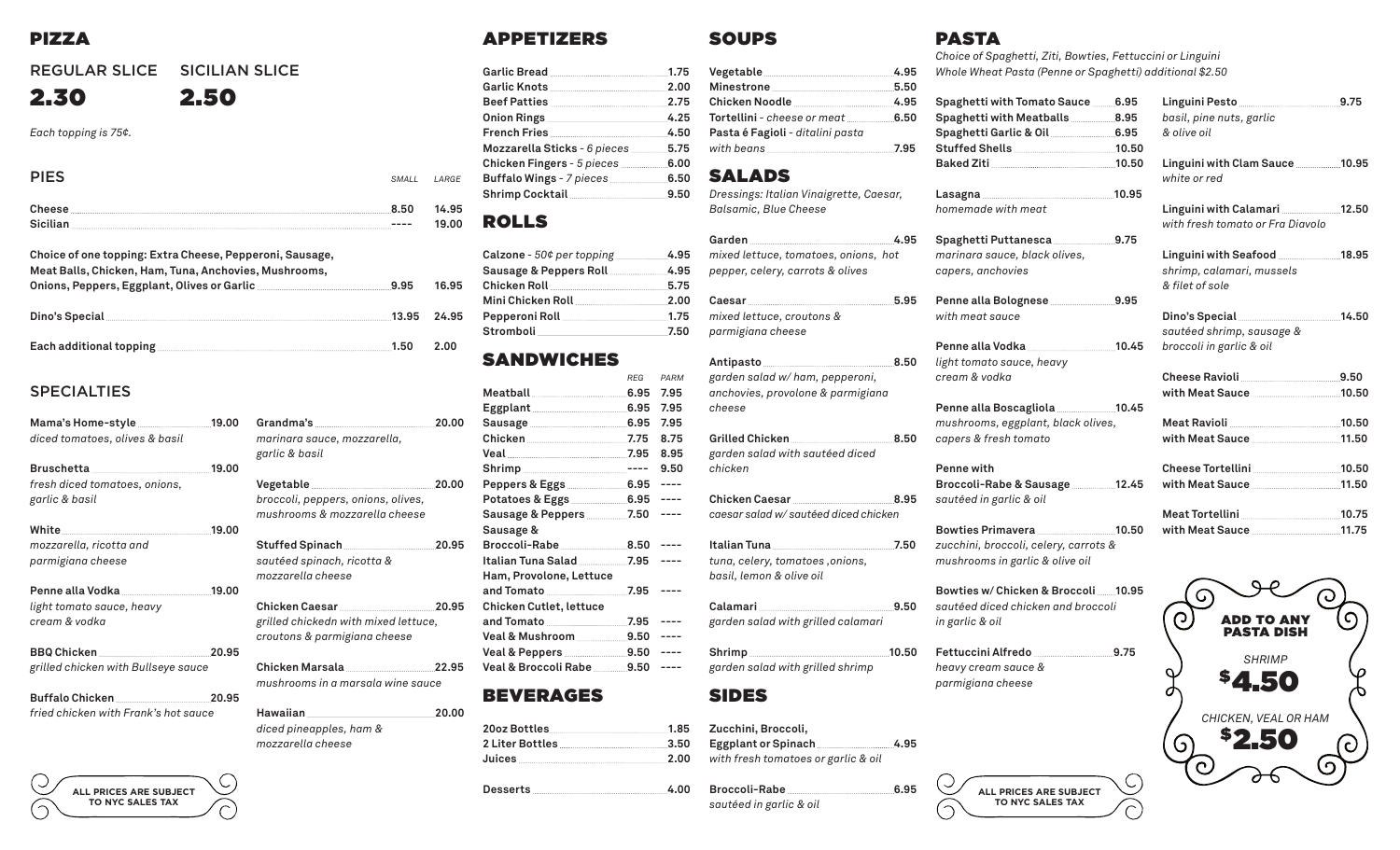# PIZZA

## REGULAR SLICE — 2.30

## SICILIAN SLICE — 2.50

*Each topping is 75¢.*

## PIES

| | SMALL | LARGE |
|---|---|---|
| **Cheese** | 8.50 | 14.95 |
| **Sicilian** | ---- | 19.00 |
| **Choice of one topping: Extra Cheese, Pepperoni, Sausage, Meat Balls, Chicken, Ham, Tuna, Anchovies, Mushrooms, Onions, Peppers, Eggplant, Olives or Garlic** | 9.95 | 16.95 |
| **Dino's Special** | 13.95 | 24.95 |
| **Each additional topping** | 1.50 | 2.00 |

## SPECIALTIES

**Mama's Home-style** 19.00
*diced tomatoes, olives & basil*

**Bruschetta** 19.00
*fresh diced tomatoes, onions, garlic & basil*

**White** 19.00
*mozzarella, ricotta and parmigiana cheese*

**Penne alla Vodka** 19.00
*light tomato sauce, heavy cream & vodka*

**BBQ Chicken** 20.95
*grilled chicken with Bullseye sauce*

**Buffalo Chicken** 20.95
*fried chicken with Frank's hot sauce*

**Grandma's** 20.00
*marinara sauce, mozzarella, garlic & basil*

**Vegetable** 20.00
*broccoli, peppers, onions, olives, mushrooms & mozzarella cheese*

**Stuffed Spinach** 20.95
*sautéed spinach, ricotta & mozzarella cheese*

**Chicken Caesar** 20.95
*grilled chickedn with mixed lettuce, croutons & parmigiana cheese*

**Chicken Marsala** 22.95
*mushrooms in a marsala wine sauce*

**Hawaiian** 20.00
*diced pineapples, ham & mozzarella cheese*

ALL PRICES ARE SUBJECT TO NYC SALES TAX

# APPETIZERS

| | |
|---|---|
| **Garlic Bread** | 1.75 |
| **Garlic Knots** | 2.00 |
| **Beef Patties** | 2.75 |
| **Onion Rings** | 4.25 |
| **French Fries** | 4.50 |
| **Mozzarella Sticks** - *6 pieces* | 5.75 |
| **Chicken Fingers** - *5 pieces* | 6.00 |
| **Buffalo Wings** - *7 pieces* | 6.50 |
| **Shrimp Cocktail** | 9.50 |

# ROLLS

| | |
|---|---|
| **Calzone** - *50¢ per topping* | 4.95 |
| **Sausage & Peppers Roll** | 4.95 |
| **Chicken Roll** | 5.75 |
| **Mini Chicken Roll** | 2.00 |
| **Pepperoni Roll** | 1.75 |
| **Stromboli** | 7.50 |

# SANDWICHES

| | REG | PARM |
|---|---|---|
| **Meatball** | 6.95 | 7.95 |
| **Eggplant** | 6.95 | 7.95 |
| **Sausage** | 6.95 | 7.95 |
| **Chicken** | 7.75 | 8.75 |
| **Veal** | 7.95 | 8.95 |
| **Shrimp** | ---- | 9.50 |
| **Peppers & Eggs** | 6.95 | ---- |
| **Potatoes & Eggs** | 6.95 | ---- |
| **Sausage & Peppers** | 7.50 | ---- |
| **Sausage & Broccoli-Rabe** | 8.50 | ---- |
| **Italian Tuna Salad** | 7.95 | ---- |
| **Ham, Provolone, Lettuce and Tomato** | 7.95 | ---- |
| **Chicken Cutlet, lettuce and Tomato** | 7.95 | ---- |
| **Veal & Mushroom** | 9.50 | ---- |
| **Veal & Peppers** | 9.50 | ---- |
| **Veal & Broccoli Rabe** | 9.50 | ---- |

# BEVERAGES

| | |
|---|---|
| **20oz Bottles** | 1.85 |
| **2 Liter Bottles** | 3.50 |
| **Juices** | 2.00 |
| **Desserts** | 4.00 |

# SOUPS

| | |
|---|---|
| **Vegetable** | 4.95 |
| **Minestrone** | 5.50 |
| **Chicken Noodle** | 4.95 |
| **Tortellini** - *cheese or meat* | 6.50 |
| **Pasta é Fagioli** - *ditalini pasta with beans* | 7.95 |

# SALADS

*Dressings: Italian Vinaigrette, Caesar, Balsamic, Blue Cheese*

**Garden** 4.95
*mixed lettuce, tomatoes, onions, hot pepper, celery, carrots & olives*

**Caesar** 5.95
*mixed lettuce, croutons & parmigiana cheese*

**Antipasto** 8.50
*garden salad w/ ham, pepperoni, anchovies, provolone & parmigiana cheese*

**Grilled Chicken** 8.50
*garden salad with sautéed diced chicken*

**Chicken Caesar** 8.95
*caesar salad w/ sautéed diced chicken*

**Italian Tuna** 7.50
*tuna, celery, tomatoes ,onions, basil, lemon & olive oil*

**Calamari** 9.50
*garden salad with grilled calamari*

**Shrimp** 10.50
*garden salad with grilled shrimp*

# SIDES

**Zucchini, Broccoli, Eggplant or Spinach** 4.95
*with fresh tomatoes or garlic & oil*

**Broccoli-Rabe** 6.95
*sautéed in garlic & oil*

# PASTA

*Choice of Spaghetti, Ziti, Bowties, Fettuccini or Linguini*
*Whole Wheat Pasta (Penne or Spaghetti) additional $2.50*

| | |
|---|---|
| **Spaghetti with Tomato Sauce** | 6.95 |
| **Spaghetti with Meatballs** | 8.95 |
| **Spaghetti Garlic & Oil** | 6.95 |
| **Stuffed Shells** | 10.50 |
| **Baked Ziti** | 10.50 |

**Lasagna** 10.95
*homemade with meat*

**Spaghetti Puttanesca** 9.75
*marinara sauce, black olives, capers, anchovies*

**Penne alla Bolognese** 9.95
*with meat sauce*

**Penne alla Vodka** 10.45
*light tomato sauce, heavy cream & vodka*

**Penne alla Boscagliola** 10.45
*mushrooms, eggplant, black olives, capers & fresh tomato*

**Penne with Broccoli-Rabe & Sausage** 12.45
*sautéed in garlic & oil*

**Bowties Primavera** 10.50
*zucchini, broccoli, celery, carrots & mushrooms in garlic & olive oil*

**Bowties w/ Chicken & Broccoli** 10.95
*sautéed diced chicken and broccoli in garlic & oil*

**Fettuccini Alfredo** 9.75
*heavy cream sauce & parmigiana cheese*

**Linguini Pesto** 9.75
*basil, pine nuts, garlic & olive oil*

**Linguini with Clam Sauce** 10.95
*white or red*

**Linguini with Calamari** 12.50
*with fresh tomato or Fra Diavolo*

**Linguini with Seafood** 18.95
*shrimp, calamari, mussels & filet of sole*

**Dino's Special** 14.50
*sautéed shrimp, sausage & broccoli in garlic & oil*

| | |
|---|---|
| **Cheese Ravioli** | 9.50 |
| **with Meat Sauce** | 10.50 |
| **Meat Ravioli** | 10.50 |
| **with Meat Sauce** | 11.50 |
| **Cheese Tortellini** | 10.50 |
| **with Meat Sauce** | 11.50 |
| **Meat Tortellini** | 10.75 |
| **with Meat Sauce** | 11.75 |

**ADD TO ANY PASTA DISH**

*SHRIMP* $4.50

*CHICKEN, VEAL OR HAM* $2.50

ALL PRICES ARE SUBJECT TO NYC SALES TAX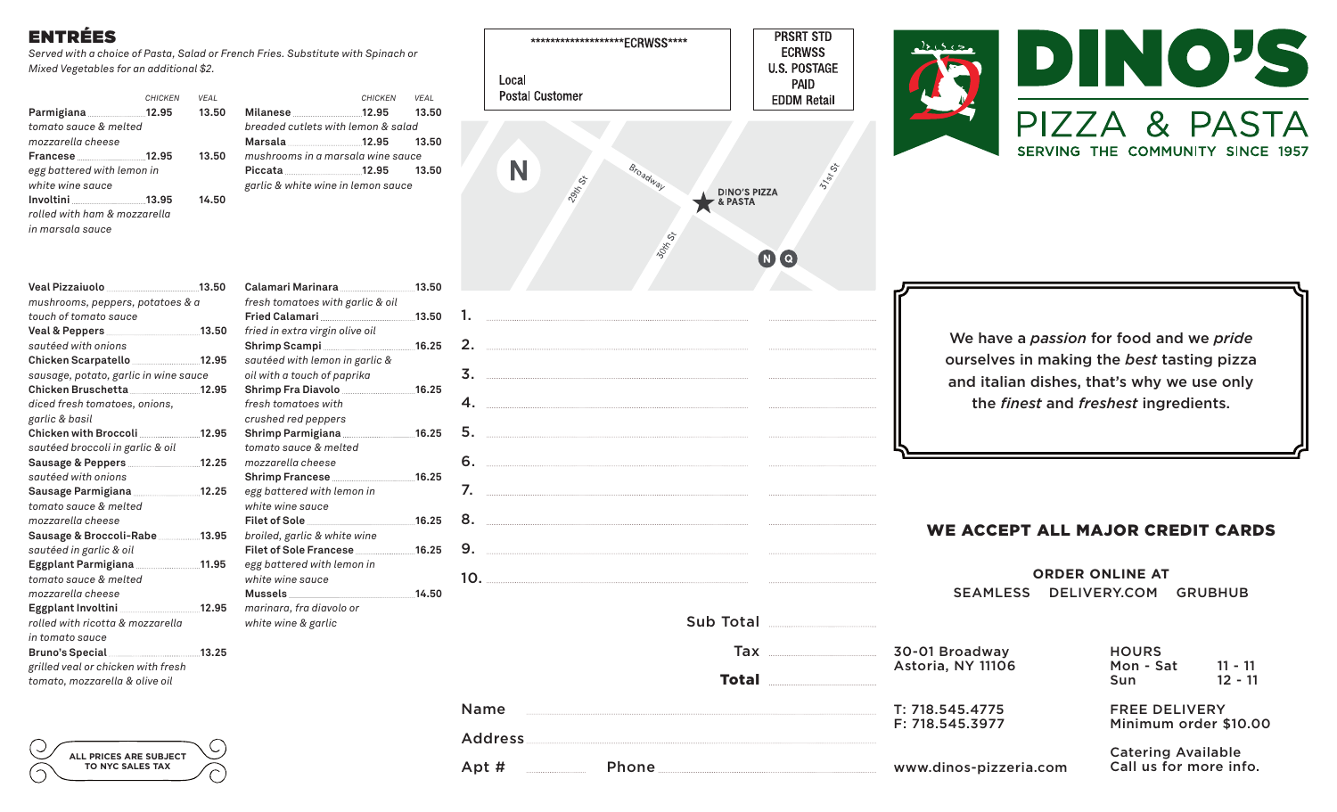## ENTRÉES

*Served with a choice of Pasta, Salad or French Fries. Substitute with Spinach or Mixed Vegetables for an additional $2.*

| | CHICKEN | VEAL |
|---|---|---|
| **Parmigiana** *tomato sauce & melted mozzarella cheese* | 12.95 | 13.50 |
| **Francese** *egg battered with lemon in white wine sauce* | 12.95 | 13.50 |
| **Involtini** *rolled with ham & mozzarella in marsala sauce* | 13.95 | 14.50 |
| **Milanese** *breaded cutlets with lemon & salad* | 12.95 | 13.50 |
| **Marsala** *mushrooms in a marsala wine sauce* | 12.95 | 13.50 |
| **Piccata** *garlic & white wine in lemon sauce* | 12.95 | 13.50 |

**Veal Pizzaiuolo** 13.50
*mushrooms, peppers, potatoes & a touch of tomato sauce*

**Veal & Peppers** 13.50
*sautéed with onions*

**Chicken Scarpatello** 12.95
*sausage, potato, garlic in wine sauce*

**Chicken Bruschetta** 12.95
*diced fresh tomatoes, onions, garlic & basil*

**Chicken with Broccoli** 12.95
*sautéed broccoli in garlic & oil*

**Sausage & Peppers** 12.25
*sautéed with onions*

**Sausage Parmigiana** 12.25
*tomato sauce & melted mozzarella cheese*

**Sausage & Broccoli-Rabe** 13.95
*sautéed in garlic & oil*

**Eggplant Parmigiana** 11.95
*tomato sauce & melted mozzarella cheese*

**Eggplant Involtini** 12.95
*rolled with ricotta & mozzarella in tomato sauce*

**Bruno's Special** 13.25
*grilled veal or chicken with fresh tomato, mozzarella & olive oil*

**Calamari Marinara** 13.50
*fresh tomatoes with garlic & oil*

**Fried Calamari** 13.50
*fried in extra virgin olive oil*

**Shrimp Scampi** 16.25
*sautéed with lemon in garlic & oil with a touch of paprika*

**Shrimp Fra Diavolo** 16.25
*fresh tomatoes with crushed red peppers*

**Shrimp Parmigiana** 16.25
*tomato sauce & melted mozzarella cheese*

**Shrimp Francese** 16.25
*egg battered with lemon in white wine sauce*

**Filet of Sole** 16.25
*broiled, garlic & white wine*

**Filet of Sole Francese** 16.25
*egg battered with lemon in white wine sauce*

**Mussels** 14.50
*marinara, fra diavolo or white wine & garlic*

**ALL PRICES ARE SUBJECT TO NYC SALES TAX**

*******************ECRWSS****

Local
Postal Customer

PRSRT STD
ECRWSS
U.S. POSTAGE
PAID
EDDM Retail

N

29th St
Broadway
30th St
31st St
DINO'S PIZZA & PASTA
N Q

1. ______
2. ______
3. ______
4. ______
5. ______
6. ______
7. ______
8. ______
9. ______
10. ______

Sub Total ______

Tax ______

**Total** ______

Name ______

Address ______

Apt # ______ Phone ______

# DINO'S
## PIZZA & PASTA
SERVING THE COMMUNITY SINCE 1957

We have a *passion* for food and we *pride* ourselves in making the *best* tasting pizza and italian dishes, that's why we use only the *finest* and *freshest* ingredients.

## WE ACCEPT ALL MAJOR CREDIT CARDS

**ORDER ONLINE AT**
SEAMLESS DELIVERY.COM GRUBHUB

30-01 Broadway
Astoria, NY 11106

T: 718.545.4775
F: 718.545.3977

www.dinos-pizzeria.com

HOURS
Mon - Sat 11 - 11
Sun 12 - 11

FREE DELIVERY
Minimum order $10.00

Catering Available
Call us for more info.